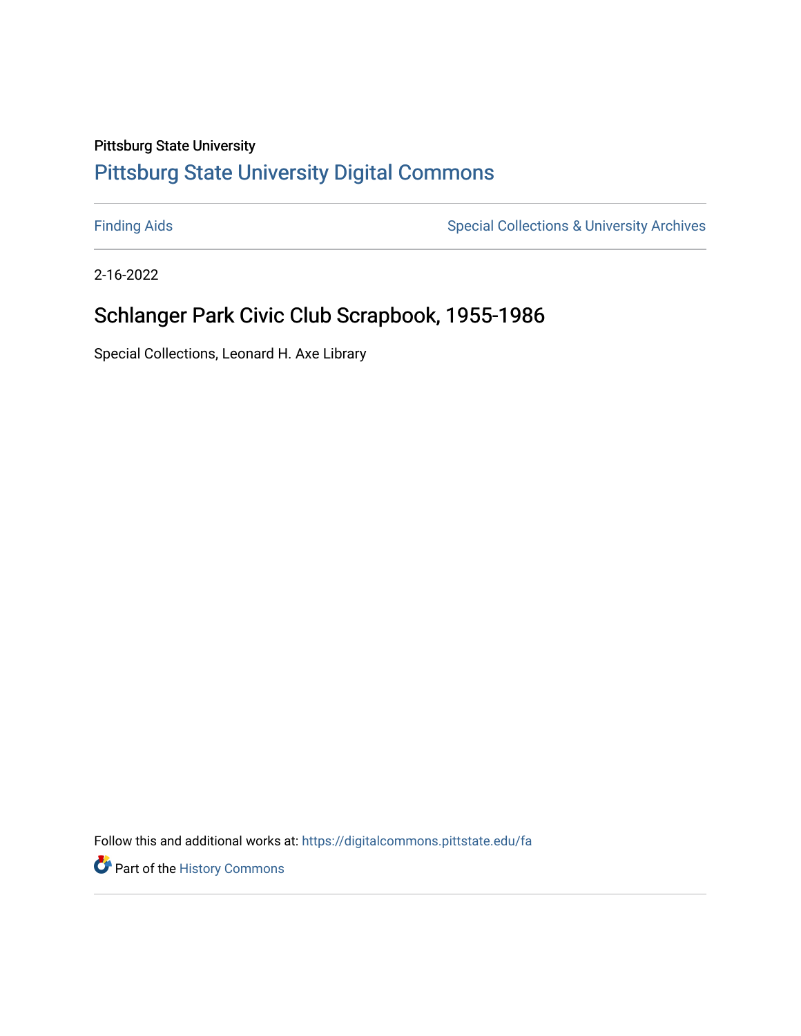Pittsburg State University

# Pittsburg State University Digital Commons

Finding Aids

Special Collections & University Archives

2-16-2022

## Schlanger Park Civic Club Scrapbook, 1955-1986

Special Collections, Leonard H. Axe Library

Follow this and additional works at: https://digitalcommons.pittstate.edu/fa

Part of the History Commons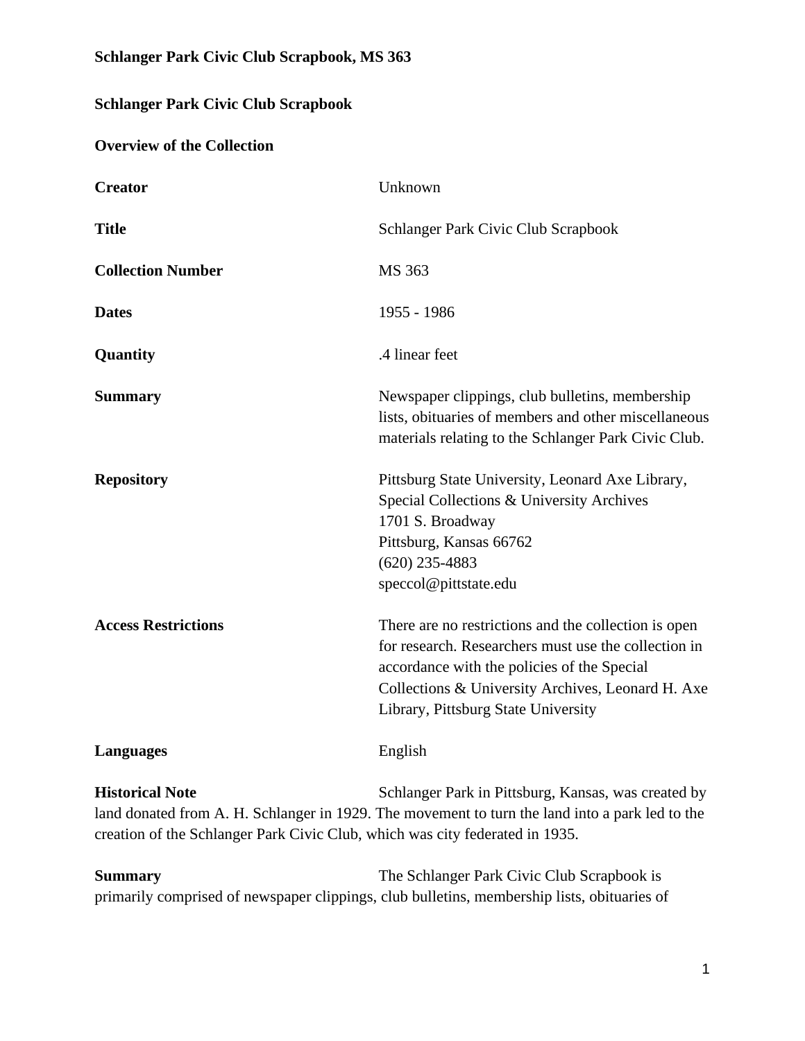**Schlanger Park Civic Club Scrapbook, MS 363**

**Schlanger Park Civic Club Scrapbook**

**Overview of the Collection**

| | |
|---|---|
| **Creator** | Unknown |
| **Title** | Schlanger Park Civic Club Scrapbook |
| **Collection Number** | MS 363 |
| **Dates** | 1955 - 1986 |
| **Quantity** | .4 linear feet |
| **Summary** | Newspaper clippings, club bulletins, membership lists, obituaries of members and other miscellaneous materials relating to the Schlanger Park Civic Club. |
| **Repository** | Pittsburg State University, Leonard Axe Library, Special Collections & University Archives<br>1701 S. Broadway<br>Pittsburg, Kansas 66762<br>(620) 235-4883<br>speccol@pittstate.edu |
| **Access Restrictions** | There are no restrictions and the collection is open for research. Researchers must use the collection in accordance with the policies of the Special Collections & University Archives, Leonard H. Axe Library, Pittsburg State University |
| **Languages** | English |

**Historical Note** Schlanger Park in Pittsburg, Kansas, was created by land donated from A. H. Schlanger in 1929. The movement to turn the land into a park led to the creation of the Schlanger Park Civic Club, which was city federated in 1935.

**Summary** The Schlanger Park Civic Club Scrapbook is primarily comprised of newspaper clippings, club bulletins, membership lists, obituaries of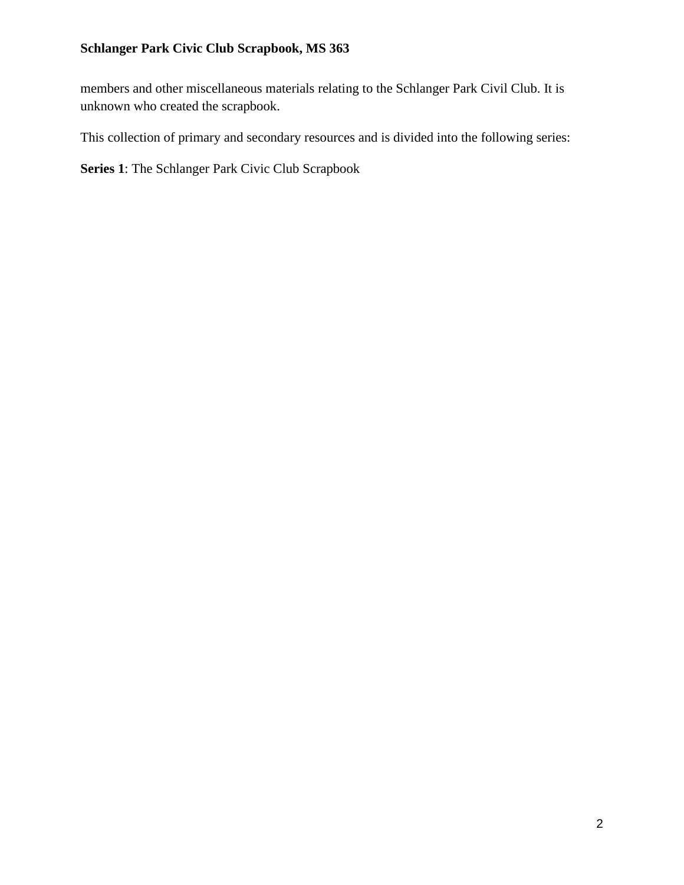members and other miscellaneous materials relating to the Schlanger Park Civil Club. It is unknown who created the scrapbook.

This collection of primary and secondary resources and is divided into the following series:

**Series 1**: The Schlanger Park Civic Club Scrapbook